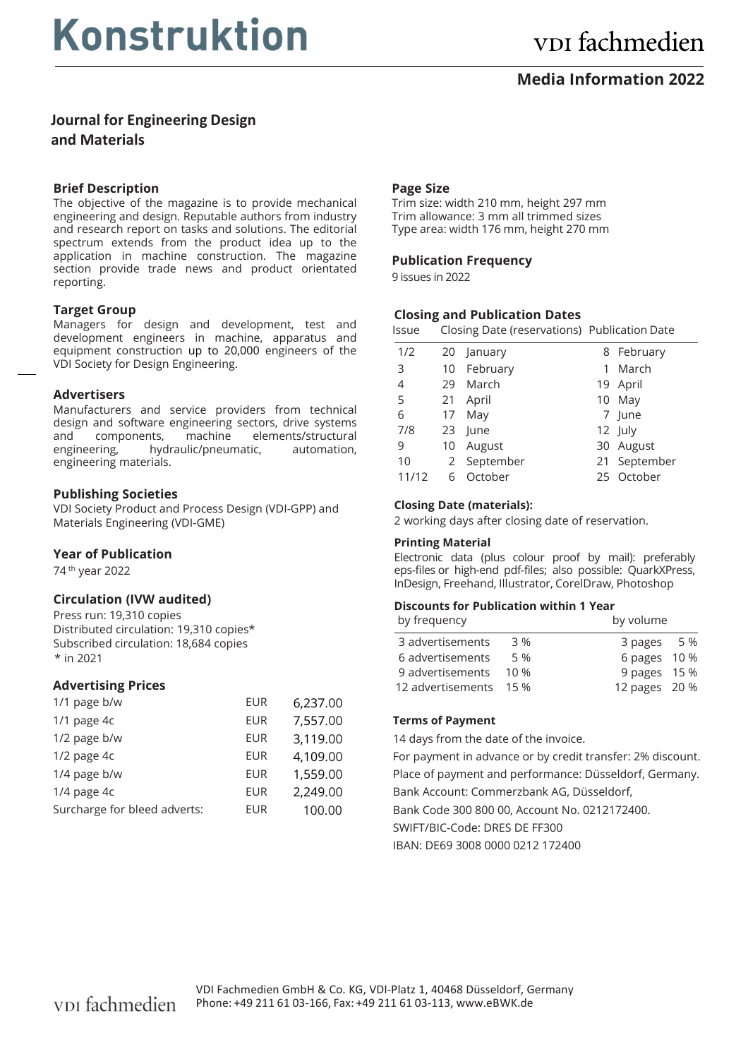# Konstruktion

vdi fachmedien

## Media Information 2022

### Journal for Engineering Design and Materials

### Brief Description

The objective of the magazine is to provide mechanical engineering and design. Reputable authors from industry and research report on tasks and solutions. The editorial spectrum extends from the product idea up to the application in machine construction. The magazine section provide trade news and product orientated reporting.

### Target Group

Managers for design and development, test and development engineers in machine, apparatus and equipment construction up to 20,000 engineers of the VDI Society for Design Engineering.

### Advertisers

Manufacturers and service providers from technical design and software engineering sectors, drive systems and components, machine elements/structural engineering, hydraulic/pneumatic, automation, engineering materials.

### Publishing Societies

VDI Society Product and Process Design (VDI-GPP) and Materials Engineering (VDI-GME)

### Year of Publication

74th year 2022

### Circulation (IVW audited)

Press run: 19,310 copies
Distributed circulation: 19,310 copies*
Subscribed circulation: 18,684 copies
* in 2021

### Advertising Prices

| | | |
|---|---|---|
| 1/1 page b/w | EUR | 6,237.00 |
| 1/1 page 4c | EUR | 7,557.00 |
| 1/2 page b/w | EUR | 3,119.00 |
| 1/2 page 4c | EUR | 4,109.00 |
| 1/4 page b/w | EUR | 1,559.00 |
| 1/4 page 4c | EUR | 2,249.00 |
| Surcharge for bleed adverts: | EUR | 100.00 |

### Page Size

Trim size: width 210 mm, height 297 mm
Trim allowance: 3 mm all trimmed sizes
Type area: width 176 mm, height 270 mm

### Publication Frequency

9 issues in 2022

### Closing and Publication Dates

| Issue | Closing Date (reservations) | Publication Date |
|---|---|---|
| 1/2 | 20 January | 8 February |
| 3 | 10 February | 1 March |
| 4 | 29 March | 19 April |
| 5 | 21 April | 10 May |
| 6 | 17 May | 7 June |
| 7/8 | 23 June | 12 July |
| 9 | 10 August | 30 August |
| 10 | 2 September | 21 September |
| 11/12 | 6 October | 25 October |

#### Closing Date (materials):

2 working days after closing date of reservation.

#### Printing Material

Electronic data (plus colour proof by mail): preferably eps-files or high-end pdf-files; also possible: QuarkXPress, InDesign, Freehand, Illustrator, CorelDraw, Photoshop

#### Discounts for Publication within 1 Year

| by frequency | | by volume | |
|---|---|---|---|
| 3 advertisements | 3 % | 3 pages | 5 % |
| 6 advertisements | 5 % | 6 pages | 10 % |
| 9 advertisements | 10 % | 9 pages | 15 % |
| 12 advertisements | 15 % | 12 pages | 20 % |

#### Terms of Payment

14 days from the date of the invoice.
For payment in advance or by credit transfer: 2% discount.
Place of payment and performance: Düsseldorf, Germany.
Bank Account: Commerzbank AG, Düsseldorf,
Bank Code 300 800 00, Account No. 0212172400.
SWIFT/BIC-Code: DRES DE FF300
IBAN: DE69 3008 0000 0212 172400

vdi fachmedien
VDI Fachmedien GmbH & Co. KG, VDI-Platz 1, 40468 Düsseldorf, Germany
Phone: +49 211 61 03-166, Fax: +49 211 61 03-113, www.eBWK.de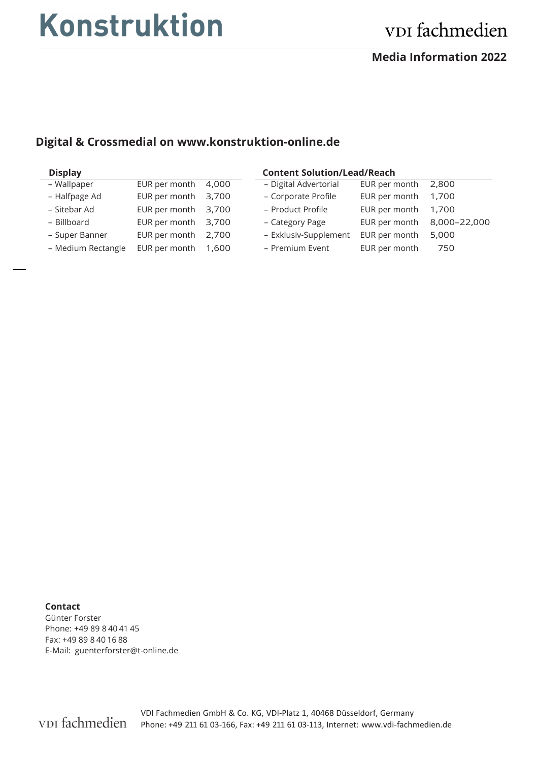## Digital & Crossmedial on www.konstruktion-online.de

| Display | | |
|---|---|---|
| – Wallpaper | EUR per month | 4,000 |
| – Halfpage Ad | EUR per month | 3,700 |
| – Sitebar Ad | EUR per month | 3,700 |
| – Billboard | EUR per month | 3,700 |
| – Super Banner | EUR per month | 2,700 |
| – Medium Rectangle | EUR per month | 1,600 |

| Content Solution/Lead/Reach | | |
|---|---|---|
| – Digital Advertorial | EUR per month | 2,800 |
| – Corporate Profile | EUR per month | 1,700 |
| – Product Profile | EUR per month | 1,700 |
| – Category Page | EUR per month | 8,000–22,000 |
| – Exklusiv-Supplement | EUR per month | 5,000 |
| – Premium Event | EUR per month | 750 |

**Contact**
Günter Forster
Phone: +49 89 8 40 41 45
Fax: +49 89 8 40 16 88
E-Mail: guenterforster@t-online.de

VDI Fachmedien GmbH & Co. KG, VDI-Platz 1, 40468 Düsseldorf, Germany
Phone: +49 211 61 03-166, Fax: +49 211 61 03-113, Internet: www.vdi-fachmedien.de